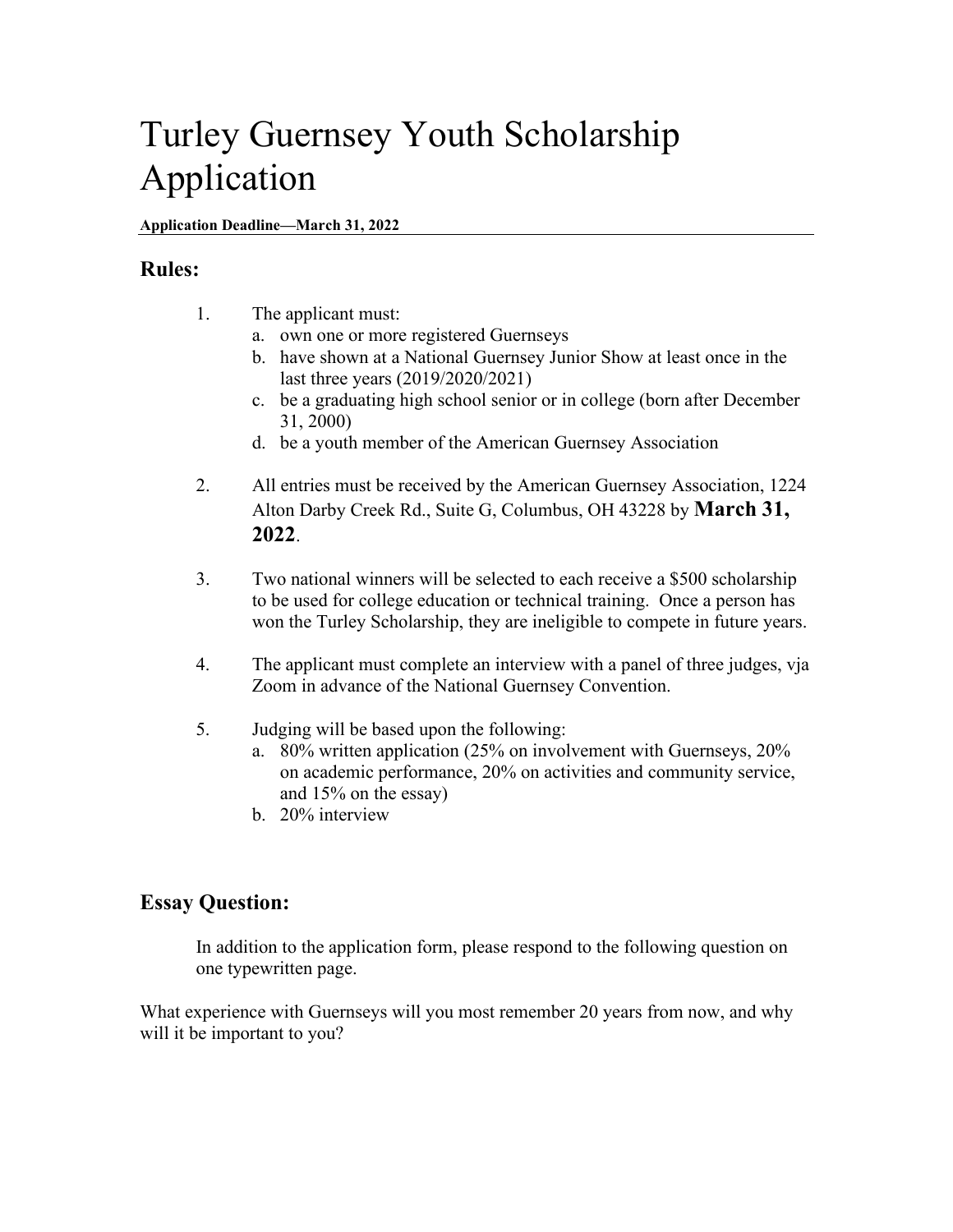# Turley Guernsey Youth Scholarship Application

**Application Deadline—March 31, 2022**

---

## Rules:

1. The applicant must:
   a. own one or more registered Guernseys
   b. have shown at a National Guernsey Junior Show at least once in the last three years (2019/2020/2021)
   c. be a graduating high school senior or in college (born after December 31, 2000)
   d. be a youth member of the American Guernsey Association

2. All entries must be received by the American Guernsey Association, 1224 Alton Darby Creek Rd., Suite G, Columbus, OH 43228 by **March 31, 2022**.

3. Two national winners will be selected to each receive a $500 scholarship to be used for college education or technical training. Once a person has won the Turley Scholarship, they are ineligible to compete in future years.

4. The applicant must complete an interview with a panel of three judges, vja Zoom in advance of the National Guernsey Convention.

5. Judging will be based upon the following:
   a. 80% written application (25% on involvement with Guernseys, 20% on academic performance, 20% on activities and community service, and 15% on the essay)
   b. 20% interview

## Essay Question:

In addition to the application form, please respond to the following question on one typewritten page.

What experience with Guernseys will you most remember 20 years from now, and why will it be important to you?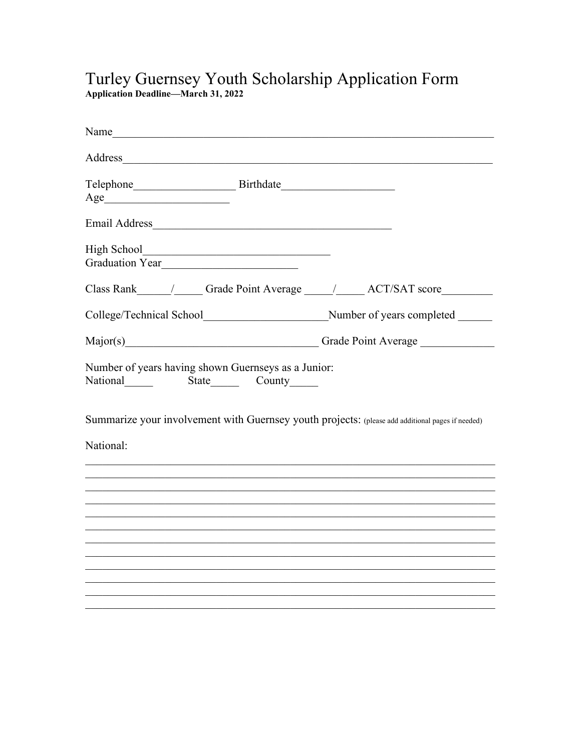# Turley Guernsey Youth Scholarship Application Form

**Application Deadline—March 31, 2022**

Name_______________________________________________________________

Address_____________________________________________________________

Telephone__________________ Birthdate___________________
Age_____________________

Email Address__________________________________________

High School_________________________________
Graduation Year________________________

Class Rank______/_____ Grade Point Average _____/_____ ACT/SAT score_________

College/Technical School_____________________Number of years completed ______

Major(s)__________________________________ Grade Point Average ____________

Number of years having shown Guernseys as a Junior:
National_____ State_____ County_____

Summarize your involvement with Guernsey youth projects: (please add additional pages if needed)

National:

___________________________________________________________________________
___________________________________________________________________________
___________________________________________________________________________
___________________________________________________________________________
___________________________________________________________________________
___________________________________________________________________________
___________________________________________________________________________
___________________________________________________________________________
___________________________________________________________________________
___________________________________________________________________________
___________________________________________________________________________
___________________________________________________________________________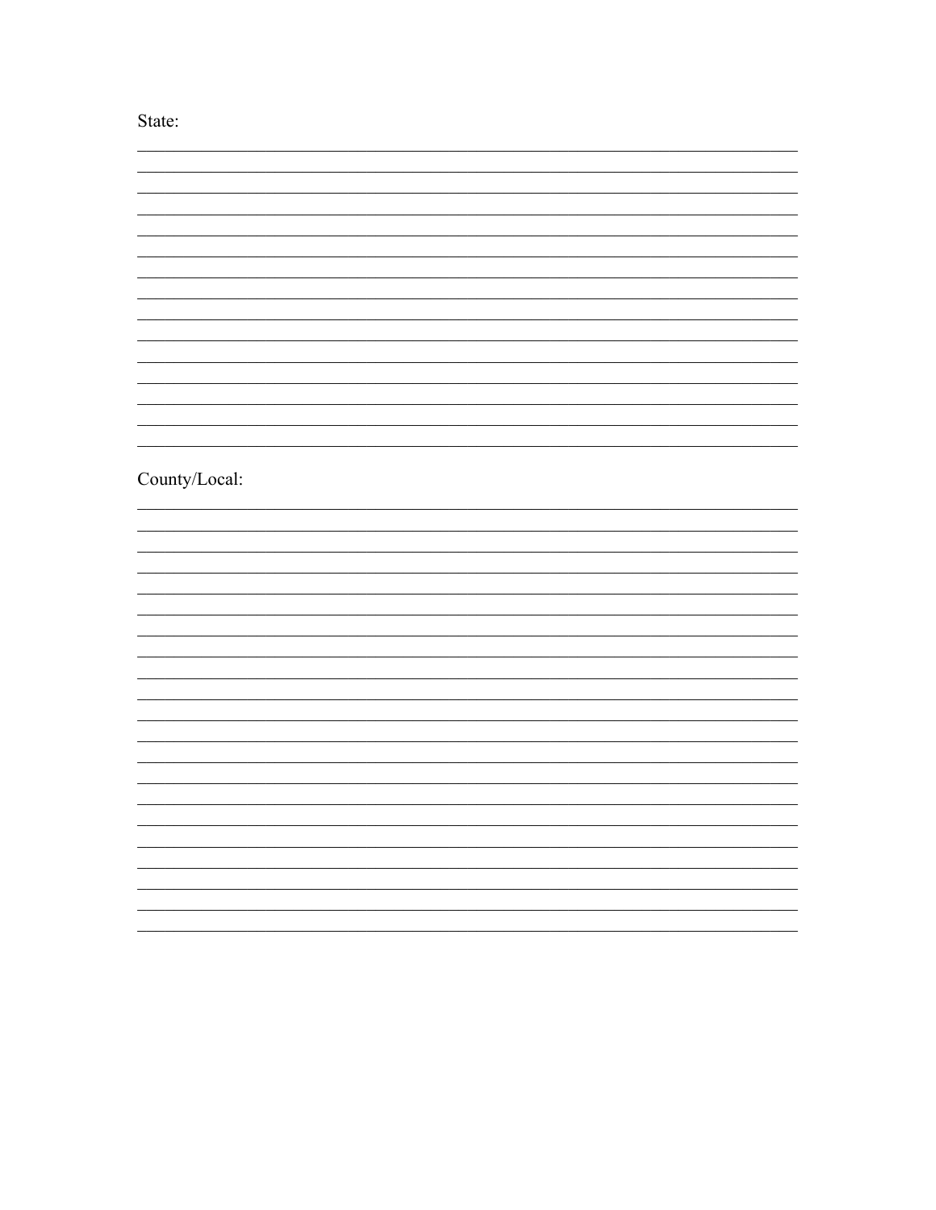State:

County/Local: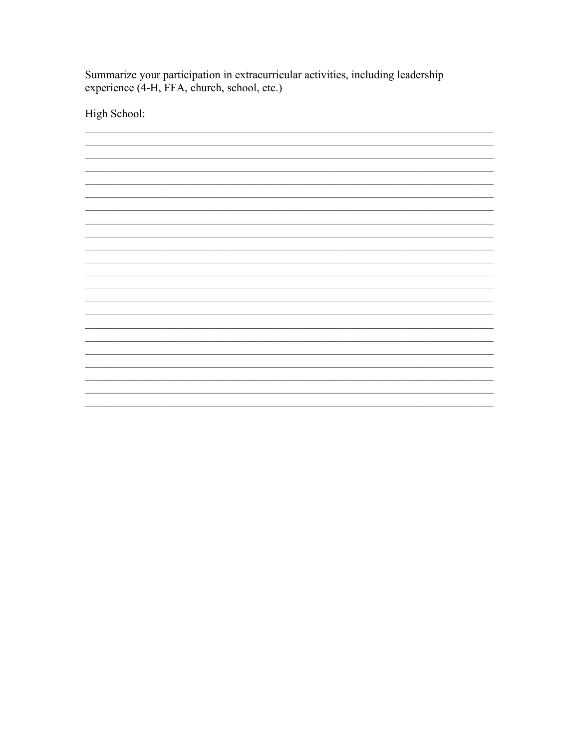Summarize your participation in extracurricular activities, including leadership experience (4-H, FFA, church, school, etc.)

High School:

\_\_\_\_\_\_\_\_\_\_\_\_\_\_\_\_\_\_\_\_\_\_\_\_\_\_\_\_\_\_\_\_\_\_\_\_\_\_\_\_\_\_\_\_\_\_\_\_\_\_\_\_\_\_\_\_\_\_\_\_\_\_\_\_\_\_\_\_\_\_\_\_\_\_\_\_
\_\_\_\_\_\_\_\_\_\_\_\_\_\_\_\_\_\_\_\_\_\_\_\_\_\_\_\_\_\_\_\_\_\_\_\_\_\_\_\_\_\_\_\_\_\_\_\_\_\_\_\_\_\_\_\_\_\_\_\_\_\_\_\_\_\_\_\_\_\_\_\_\_\_\_\_
\_\_\_\_\_\_\_\_\_\_\_\_\_\_\_\_\_\_\_\_\_\_\_\_\_\_\_\_\_\_\_\_\_\_\_\_\_\_\_\_\_\_\_\_\_\_\_\_\_\_\_\_\_\_\_\_\_\_\_\_\_\_\_\_\_\_\_\_\_\_\_\_\_\_\_\_
\_\_\_\_\_\_\_\_\_\_\_\_\_\_\_\_\_\_\_\_\_\_\_\_\_\_\_\_\_\_\_\_\_\_\_\_\_\_\_\_\_\_\_\_\_\_\_\_\_\_\_\_\_\_\_\_\_\_\_\_\_\_\_\_\_\_\_\_\_\_\_\_\_\_\_\_
\_\_\_\_\_\_\_\_\_\_\_\_\_\_\_\_\_\_\_\_\_\_\_\_\_\_\_\_\_\_\_\_\_\_\_\_\_\_\_\_\_\_\_\_\_\_\_\_\_\_\_\_\_\_\_\_\_\_\_\_\_\_\_\_\_\_\_\_\_\_\_\_\_\_\_\_
\_\_\_\_\_\_\_\_\_\_\_\_\_\_\_\_\_\_\_\_\_\_\_\_\_\_\_\_\_\_\_\_\_\_\_\_\_\_\_\_\_\_\_\_\_\_\_\_\_\_\_\_\_\_\_\_\_\_\_\_\_\_\_\_\_\_\_\_\_\_\_\_\_\_\_\_
\_\_\_\_\_\_\_\_\_\_\_\_\_\_\_\_\_\_\_\_\_\_\_\_\_\_\_\_\_\_\_\_\_\_\_\_\_\_\_\_\_\_\_\_\_\_\_\_\_\_\_\_\_\_\_\_\_\_\_\_\_\_\_\_\_\_\_\_\_\_\_\_\_\_\_\_
\_\_\_\_\_\_\_\_\_\_\_\_\_\_\_\_\_\_\_\_\_\_\_\_\_\_\_\_\_\_\_\_\_\_\_\_\_\_\_\_\_\_\_\_\_\_\_\_\_\_\_\_\_\_\_\_\_\_\_\_\_\_\_\_\_\_\_\_\_\_\_\_\_\_\_\_
\_\_\_\_\_\_\_\_\_\_\_\_\_\_\_\_\_\_\_\_\_\_\_\_\_\_\_\_\_\_\_\_\_\_\_\_\_\_\_\_\_\_\_\_\_\_\_\_\_\_\_\_\_\_\_\_\_\_\_\_\_\_\_\_\_\_\_\_\_\_\_\_\_\_\_\_
\_\_\_\_\_\_\_\_\_\_\_\_\_\_\_\_\_\_\_\_\_\_\_\_\_\_\_\_\_\_\_\_\_\_\_\_\_\_\_\_\_\_\_\_\_\_\_\_\_\_\_\_\_\_\_\_\_\_\_\_\_\_\_\_\_\_\_\_\_\_\_\_\_\_\_\_
\_\_\_\_\_\_\_\_\_\_\_\_\_\_\_\_\_\_\_\_\_\_\_\_\_\_\_\_\_\_\_\_\_\_\_\_\_\_\_\_\_\_\_\_\_\_\_\_\_\_\_\_\_\_\_\_\_\_\_\_\_\_\_\_\_\_\_\_\_\_\_\_\_\_\_\_
\_\_\_\_\_\_\_\_\_\_\_\_\_\_\_\_\_\_\_\_\_\_\_\_\_\_\_\_\_\_\_\_\_\_\_\_\_\_\_\_\_\_\_\_\_\_\_\_\_\_\_\_\_\_\_\_\_\_\_\_\_\_\_\_\_\_\_\_\_\_\_\_\_\_\_\_
\_\_\_\_\_\_\_\_\_\_\_\_\_\_\_\_\_\_\_\_\_\_\_\_\_\_\_\_\_\_\_\_\_\_\_\_\_\_\_\_\_\_\_\_\_\_\_\_\_\_\_\_\_\_\_\_\_\_\_\_\_\_\_\_\_\_\_\_\_\_\_\_\_\_\_\_
\_\_\_\_\_\_\_\_\_\_\_\_\_\_\_\_\_\_\_\_\_\_\_\_\_\_\_\_\_\_\_\_\_\_\_\_\_\_\_\_\_\_\_\_\_\_\_\_\_\_\_\_\_\_\_\_\_\_\_\_\_\_\_\_\_\_\_\_\_\_\_\_\_\_\_\_
\_\_\_\_\_\_\_\_\_\_\_\_\_\_\_\_\_\_\_\_\_\_\_\_\_\_\_\_\_\_\_\_\_\_\_\_\_\_\_\_\_\_\_\_\_\_\_\_\_\_\_\_\_\_\_\_\_\_\_\_\_\_\_\_\_\_\_\_\_\_\_\_\_\_\_\_
\_\_\_\_\_\_\_\_\_\_\_\_\_\_\_\_\_\_\_\_\_\_\_\_\_\_\_\_\_\_\_\_\_\_\_\_\_\_\_\_\_\_\_\_\_\_\_\_\_\_\_\_\_\_\_\_\_\_\_\_\_\_\_\_\_\_\_\_\_\_\_\_\_\_\_\_
\_\_\_\_\_\_\_\_\_\_\_\_\_\_\_\_\_\_\_\_\_\_\_\_\_\_\_\_\_\_\_\_\_\_\_\_\_\_\_\_\_\_\_\_\_\_\_\_\_\_\_\_\_\_\_\_\_\_\_\_\_\_\_\_\_\_\_\_\_\_\_\_\_\_\_\_
\_\_\_\_\_\_\_\_\_\_\_\_\_\_\_\_\_\_\_\_\_\_\_\_\_\_\_\_\_\_\_\_\_\_\_\_\_\_\_\_\_\_\_\_\_\_\_\_\_\_\_\_\_\_\_\_\_\_\_\_\_\_\_\_\_\_\_\_\_\_\_\_\_\_\_\_
\_\_\_\_\_\_\_\_\_\_\_\_\_\_\_\_\_\_\_\_\_\_\_\_\_\_\_\_\_\_\_\_\_\_\_\_\_\_\_\_\_\_\_\_\_\_\_\_\_\_\_\_\_\_\_\_\_\_\_\_\_\_\_\_\_\_\_\_\_\_\_\_\_\_\_\_
\_\_\_\_\_\_\_\_\_\_\_\_\_\_\_\_\_\_\_\_\_\_\_\_\_\_\_\_\_\_\_\_\_\_\_\_\_\_\_\_\_\_\_\_\_\_\_\_\_\_\_\_\_\_\_\_\_\_\_\_\_\_\_\_\_\_\_\_\_\_\_\_\_\_\_\_
\_\_\_\_\_\_\_\_\_\_\_\_\_\_\_\_\_\_\_\_\_\_\_\_\_\_\_\_\_\_\_\_\_\_\_\_\_\_\_\_\_\_\_\_\_\_\_\_\_\_\_\_\_\_\_\_\_\_\_\_\_\_\_\_\_\_\_\_\_\_\_\_\_\_\_\_
\_\_\_\_\_\_\_\_\_\_\_\_\_\_\_\_\_\_\_\_\_\_\_\_\_\_\_\_\_\_\_\_\_\_\_\_\_\_\_\_\_\_\_\_\_\_\_\_\_\_\_\_\_\_\_\_\_\_\_\_\_\_\_\_\_\_\_\_\_\_\_\_\_\_\_\_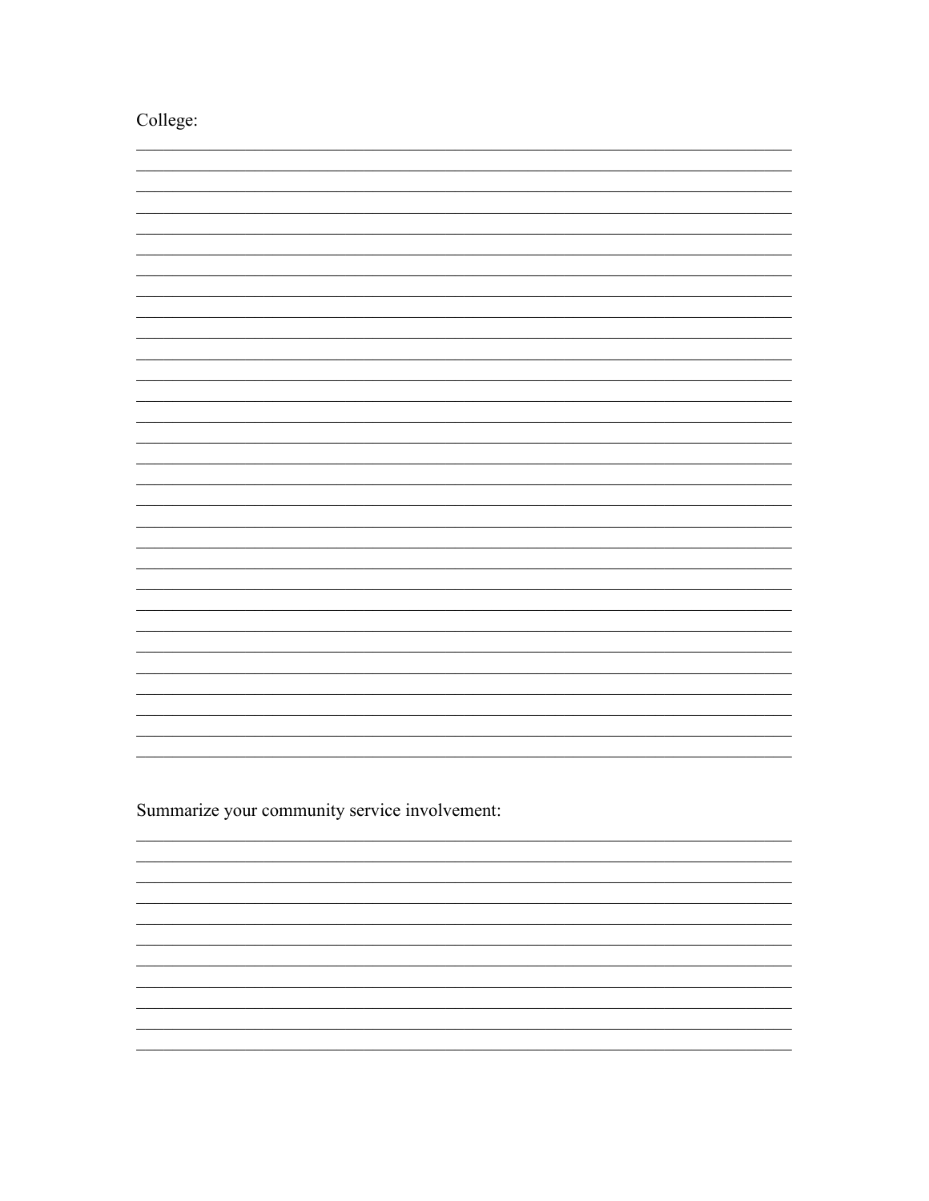College:

Summarize your community service involvement: